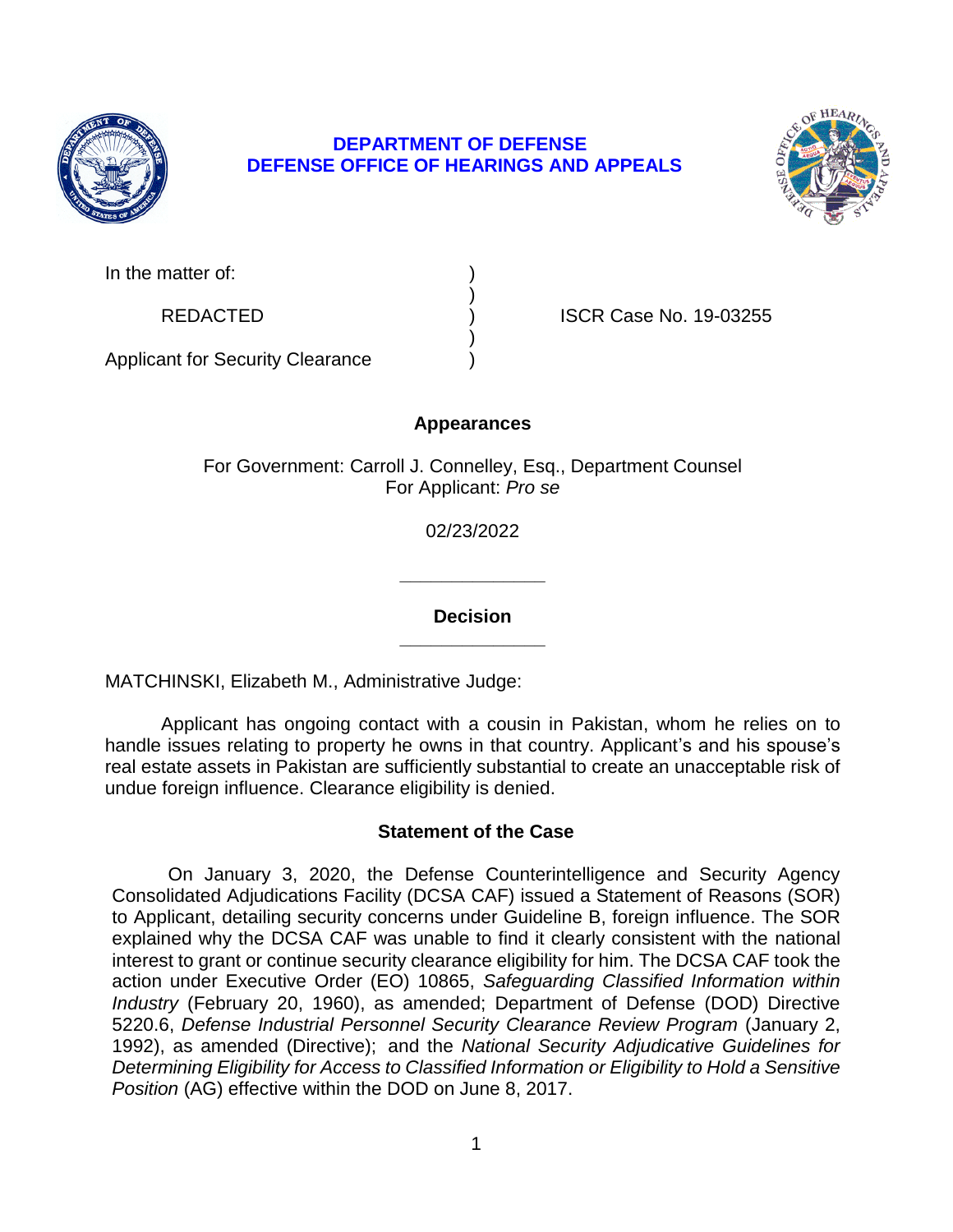**DEPARTMENT OF DEFENSE**
**DEFENSE OFFICE OF HEARINGS AND APPEALS**

In the matter of: )
 )
REDACTED ) ISCR Case No. 19-03255
 )
Applicant for Security Clearance )

## Appearances

For Government: Carroll J. Connelley, Esq., Department Counsel
For Applicant: *Pro se*

02/23/2022

______________

## Decision

______________

MATCHINSKI, Elizabeth M., Administrative Judge:

Applicant has ongoing contact with a cousin in Pakistan, whom he relies on to handle issues relating to property he owns in that country. Applicant's and his spouse's real estate assets in Pakistan are sufficiently substantial to create an unacceptable risk of undue foreign influence. Clearance eligibility is denied.

## Statement of the Case

On January 3, 2020, the Defense Counterintelligence and Security Agency Consolidated Adjudications Facility (DCSA CAF) issued a Statement of Reasons (SOR) to Applicant, detailing security concerns under Guideline B, foreign influence. The SOR explained why the DCSA CAF was unable to find it clearly consistent with the national interest to grant or continue security clearance eligibility for him. The DCSA CAF took the action under Executive Order (EO) 10865, *Safeguarding Classified Information within Industry* (February 20, 1960), as amended; Department of Defense (DOD) Directive 5220.6, *Defense Industrial Personnel Security Clearance Review Program* (January 2, 1992), as amended (Directive); and the *National Security Adjudicative Guidelines for Determining Eligibility for Access to Classified Information or Eligibility to Hold a Sensitive Position* (AG) effective within the DOD on June 8, 2017.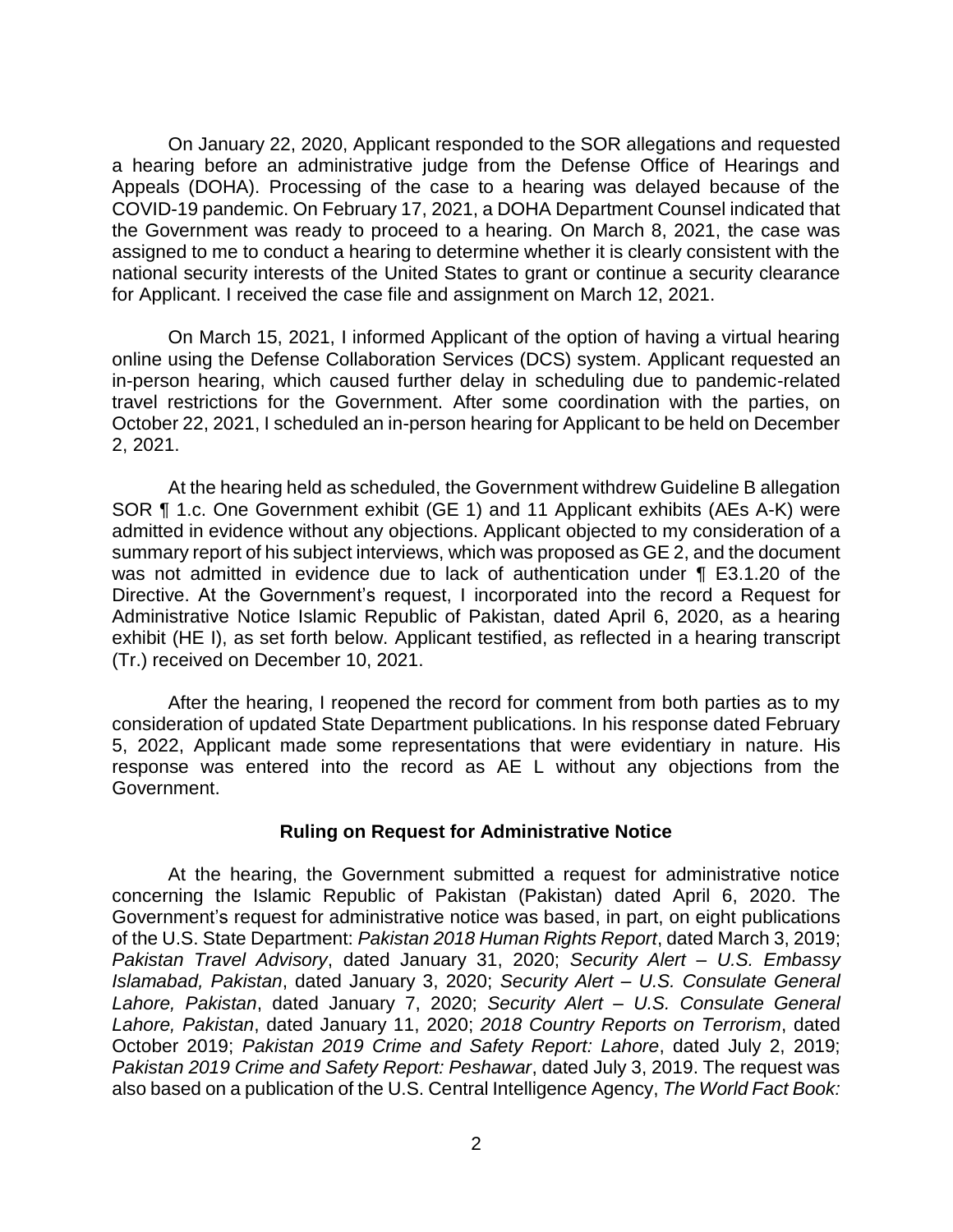On January 22, 2020, Applicant responded to the SOR allegations and requested a hearing before an administrative judge from the Defense Office of Hearings and Appeals (DOHA). Processing of the case to a hearing was delayed because of the COVID-19 pandemic. On February 17, 2021, a DOHA Department Counsel indicated that the Government was ready to proceed to a hearing. On March 8, 2021, the case was assigned to me to conduct a hearing to determine whether it is clearly consistent with the national security interests of the United States to grant or continue a security clearance for Applicant. I received the case file and assignment on March 12, 2021.

On March 15, 2021, I informed Applicant of the option of having a virtual hearing online using the Defense Collaboration Services (DCS) system. Applicant requested an in-person hearing, which caused further delay in scheduling due to pandemic-related travel restrictions for the Government. After some coordination with the parties, on October 22, 2021, I scheduled an in-person hearing for Applicant to be held on December 2, 2021.

At the hearing held as scheduled, the Government withdrew Guideline B allegation SOR ¶ 1.c. One Government exhibit (GE 1) and 11 Applicant exhibits (AEs A-K) were admitted in evidence without any objections. Applicant objected to my consideration of a summary report of his subject interviews, which was proposed as GE 2, and the document was not admitted in evidence due to lack of authentication under ¶ E3.1.20 of the Directive. At the Government's request, I incorporated into the record a Request for Administrative Notice Islamic Republic of Pakistan, dated April 6, 2020, as a hearing exhibit (HE I), as set forth below. Applicant testified, as reflected in a hearing transcript (Tr.) received on December 10, 2021.

After the hearing, I reopened the record for comment from both parties as to my consideration of updated State Department publications. In his response dated February 5, 2022, Applicant made some representations that were evidentiary in nature. His response was entered into the record as AE L without any objections from the Government.

### Ruling on Request for Administrative Notice

At the hearing, the Government submitted a request for administrative notice concerning the Islamic Republic of Pakistan (Pakistan) dated April 6, 2020. The Government's request for administrative notice was based, in part, on eight publications of the U.S. State Department: *Pakistan 2018 Human Rights Report*, dated March 3, 2019; *Pakistan Travel Advisory*, dated January 31, 2020; *Security Alert – U.S. Embassy Islamabad, Pakistan*, dated January 3, 2020; *Security Alert – U.S. Consulate General Lahore, Pakistan*, dated January 7, 2020; *Security Alert – U.S. Consulate General Lahore, Pakistan*, dated January 11, 2020; *2018 Country Reports on Terrorism*, dated October 2019; *Pakistan 2019 Crime and Safety Report: Lahore*, dated July 2, 2019; *Pakistan 2019 Crime and Safety Report: Peshawar*, dated July 3, 2019. The request was also based on a publication of the U.S. Central Intelligence Agency, *The World Fact Book:*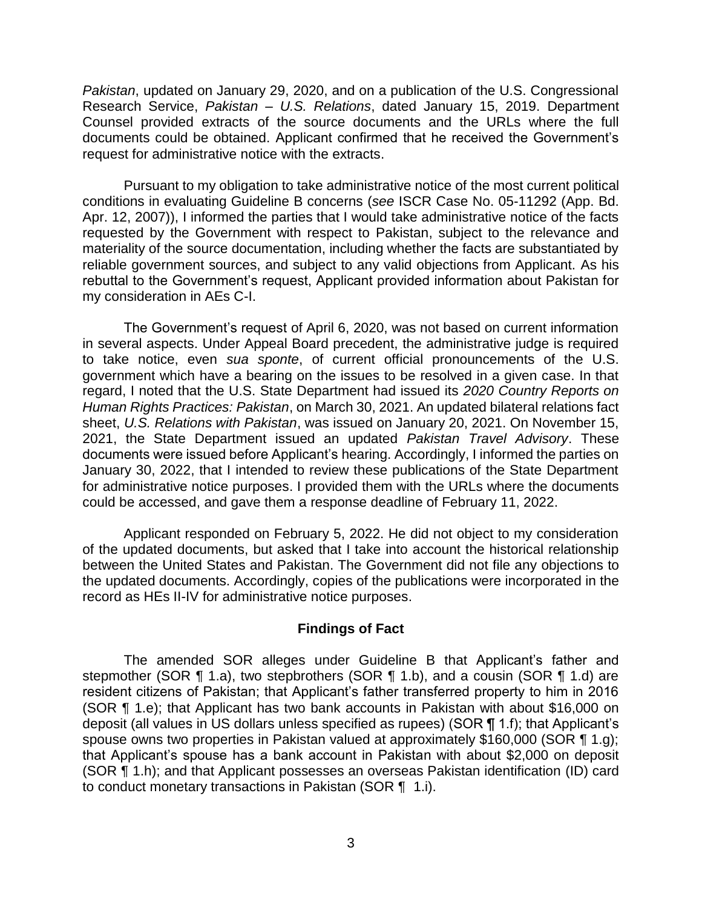*Pakistan*, updated on January 29, 2020, and on a publication of the U.S. Congressional Research Service, *Pakistan – U.S. Relations*, dated January 15, 2019. Department Counsel provided extracts of the source documents and the URLs where the full documents could be obtained. Applicant confirmed that he received the Government's request for administrative notice with the extracts.

Pursuant to my obligation to take administrative notice of the most current political conditions in evaluating Guideline B concerns (*see* ISCR Case No. 05-11292 (App. Bd. Apr. 12, 2007)), I informed the parties that I would take administrative notice of the facts requested by the Government with respect to Pakistan, subject to the relevance and materiality of the source documentation, including whether the facts are substantiated by reliable government sources, and subject to any valid objections from Applicant. As his rebuttal to the Government's request, Applicant provided information about Pakistan for my consideration in AEs C-I.

The Government's request of April 6, 2020, was not based on current information in several aspects. Under Appeal Board precedent, the administrative judge is required to take notice, even *sua sponte*, of current official pronouncements of the U.S. government which have a bearing on the issues to be resolved in a given case. In that regard, I noted that the U.S. State Department had issued its *2020 Country Reports on Human Rights Practices: Pakistan*, on March 30, 2021. An updated bilateral relations fact sheet, *U.S. Relations with Pakistan*, was issued on January 20, 2021. On November 15, 2021, the State Department issued an updated *Pakistan Travel Advisory*. These documents were issued before Applicant's hearing. Accordingly, I informed the parties on January 30, 2022, that I intended to review these publications of the State Department for administrative notice purposes. I provided them with the URLs where the documents could be accessed, and gave them a response deadline of February 11, 2022.

Applicant responded on February 5, 2022. He did not object to my consideration of the updated documents, but asked that I take into account the historical relationship between the United States and Pakistan. The Government did not file any objections to the updated documents. Accordingly, copies of the publications were incorporated in the record as HEs II-IV for administrative notice purposes.

## Findings of Fact

The amended SOR alleges under Guideline B that Applicant's father and stepmother (SOR ¶ 1.a), two stepbrothers (SOR ¶ 1.b), and a cousin (SOR ¶ 1.d) are resident citizens of Pakistan; that Applicant's father transferred property to him in 2016 (SOR ¶ 1.e); that Applicant has two bank accounts in Pakistan with about $16,000 on deposit (all values in US dollars unless specified as rupees) (SOR ¶ 1.f); that Applicant's spouse owns two properties in Pakistan valued at approximately $160,000 (SOR ¶ 1.g); that Applicant's spouse has a bank account in Pakistan with about $2,000 on deposit (SOR ¶ 1.h); and that Applicant possesses an overseas Pakistan identification (ID) card to conduct monetary transactions in Pakistan (SOR ¶ 1.i).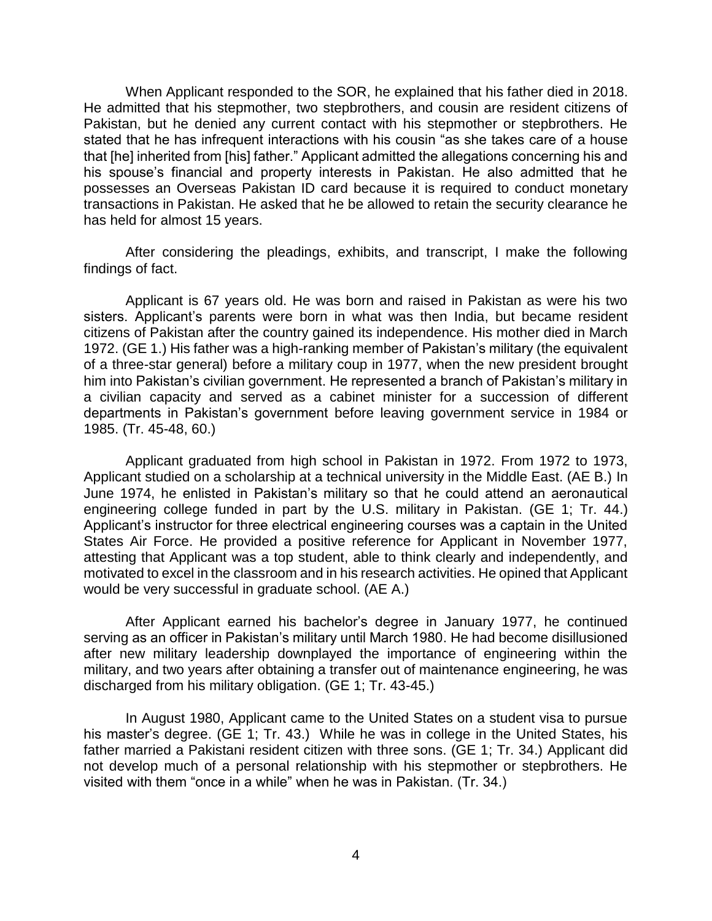When Applicant responded to the SOR, he explained that his father died in 2018. He admitted that his stepmother, two stepbrothers, and cousin are resident citizens of Pakistan, but he denied any current contact with his stepmother or stepbrothers. He stated that he has infrequent interactions with his cousin "as she takes care of a house that [he] inherited from [his] father." Applicant admitted the allegations concerning his and his spouse's financial and property interests in Pakistan. He also admitted that he possesses an Overseas Pakistan ID card because it is required to conduct monetary transactions in Pakistan. He asked that he be allowed to retain the security clearance he has held for almost 15 years.

After considering the pleadings, exhibits, and transcript, I make the following findings of fact.

Applicant is 67 years old. He was born and raised in Pakistan as were his two sisters. Applicant's parents were born in what was then India, but became resident citizens of Pakistan after the country gained its independence. His mother died in March 1972. (GE 1.) His father was a high-ranking member of Pakistan's military (the equivalent of a three-star general) before a military coup in 1977, when the new president brought him into Pakistan's civilian government. He represented a branch of Pakistan's military in a civilian capacity and served as a cabinet minister for a succession of different departments in Pakistan's government before leaving government service in 1984 or 1985. (Tr. 45-48, 60.)

Applicant graduated from high school in Pakistan in 1972. From 1972 to 1973, Applicant studied on a scholarship at a technical university in the Middle East. (AE B.) In June 1974, he enlisted in Pakistan's military so that he could attend an aeronautical engineering college funded in part by the U.S. military in Pakistan. (GE 1; Tr. 44.) Applicant's instructor for three electrical engineering courses was a captain in the United States Air Force. He provided a positive reference for Applicant in November 1977, attesting that Applicant was a top student, able to think clearly and independently, and motivated to excel in the classroom and in his research activities. He opined that Applicant would be very successful in graduate school. (AE A.)

After Applicant earned his bachelor's degree in January 1977, he continued serving as an officer in Pakistan's military until March 1980. He had become disillusioned after new military leadership downplayed the importance of engineering within the military, and two years after obtaining a transfer out of maintenance engineering, he was discharged from his military obligation. (GE 1; Tr. 43-45.)

In August 1980, Applicant came to the United States on a student visa to pursue his master's degree. (GE 1; Tr. 43.) While he was in college in the United States, his father married a Pakistani resident citizen with three sons. (GE 1; Tr. 34.) Applicant did not develop much of a personal relationship with his stepmother or stepbrothers. He visited with them "once in a while" when he was in Pakistan. (Tr. 34.)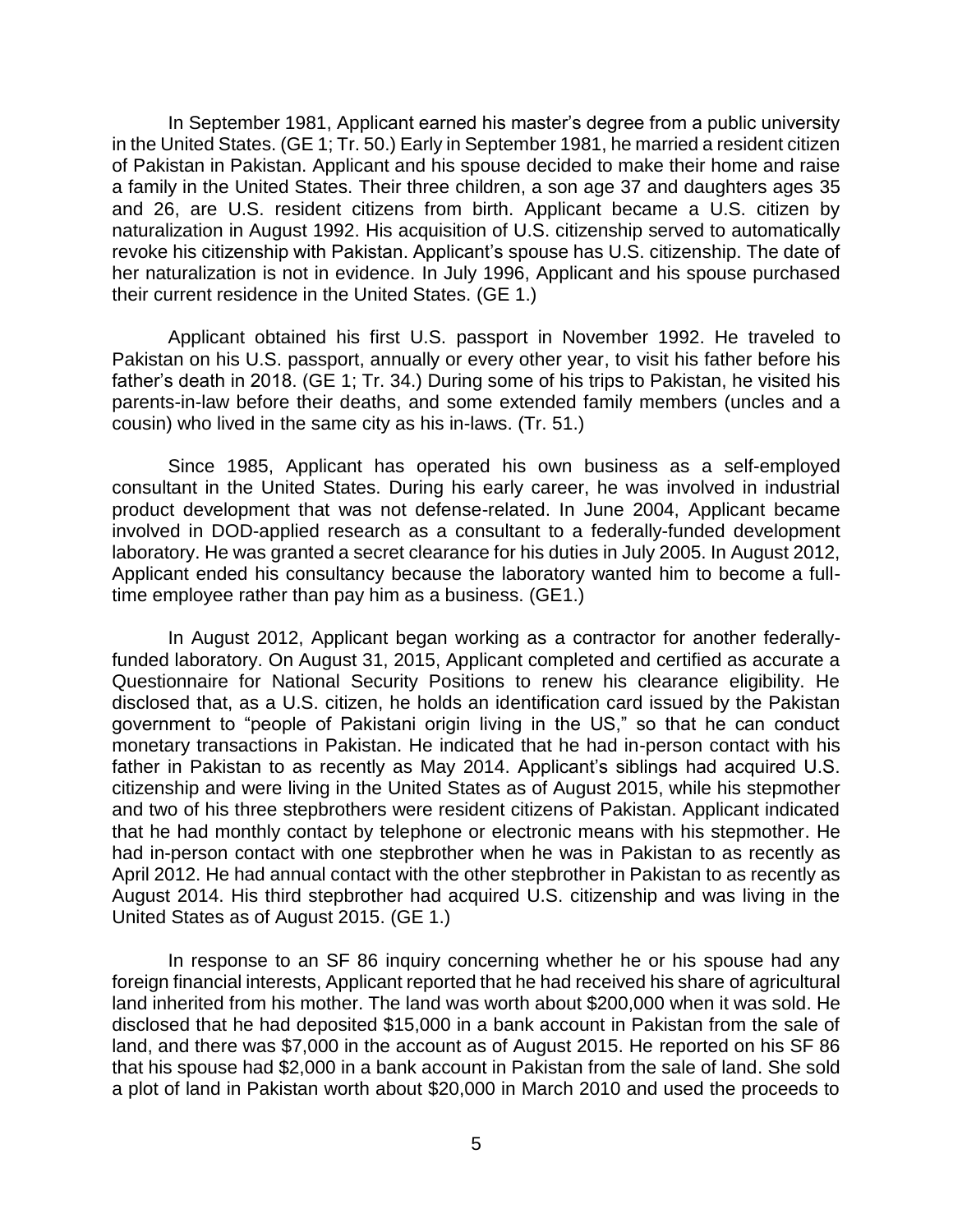In September 1981, Applicant earned his master's degree from a public university in the United States. (GE 1; Tr. 50.) Early in September 1981, he married a resident citizen of Pakistan in Pakistan. Applicant and his spouse decided to make their home and raise a family in the United States. Their three children, a son age 37 and daughters ages 35 and 26, are U.S. resident citizens from birth. Applicant became a U.S. citizen by naturalization in August 1992. His acquisition of U.S. citizenship served to automatically revoke his citizenship with Pakistan. Applicant's spouse has U.S. citizenship. The date of her naturalization is not in evidence. In July 1996, Applicant and his spouse purchased their current residence in the United States. (GE 1.)

Applicant obtained his first U.S. passport in November 1992. He traveled to Pakistan on his U.S. passport, annually or every other year, to visit his father before his father's death in 2018. (GE 1; Tr. 34.) During some of his trips to Pakistan, he visited his parents-in-law before their deaths, and some extended family members (uncles and a cousin) who lived in the same city as his in-laws. (Tr. 51.)

Since 1985, Applicant has operated his own business as a self-employed consultant in the United States. During his early career, he was involved in industrial product development that was not defense-related. In June 2004, Applicant became involved in DOD-applied research as a consultant to a federally-funded development laboratory. He was granted a secret clearance for his duties in July 2005. In August 2012, Applicant ended his consultancy because the laboratory wanted him to become a full-time employee rather than pay him as a business. (GE1.)

In August 2012, Applicant began working as a contractor for another federally-funded laboratory. On August 31, 2015, Applicant completed and certified as accurate a Questionnaire for National Security Positions to renew his clearance eligibility. He disclosed that, as a U.S. citizen, he holds an identification card issued by the Pakistan government to "people of Pakistani origin living in the US," so that he can conduct monetary transactions in Pakistan. He indicated that he had in-person contact with his father in Pakistan to as recently as May 2014. Applicant's siblings had acquired U.S. citizenship and were living in the United States as of August 2015, while his stepmother and two of his three stepbrothers were resident citizens of Pakistan. Applicant indicated that he had monthly contact by telephone or electronic means with his stepmother. He had in-person contact with one stepbrother when he was in Pakistan to as recently as April 2012. He had annual contact with the other stepbrother in Pakistan to as recently as August 2014. His third stepbrother had acquired U.S. citizenship and was living in the United States as of August 2015. (GE 1.)

In response to an SF 86 inquiry concerning whether he or his spouse had any foreign financial interests, Applicant reported that he had received his share of agricultural land inherited from his mother. The land was worth about $200,000 when it was sold. He disclosed that he had deposited $15,000 in a bank account in Pakistan from the sale of land, and there was $7,000 in the account as of August 2015. He reported on his SF 86 that his spouse had $2,000 in a bank account in Pakistan from the sale of land. She sold a plot of land in Pakistan worth about $20,000 in March 2010 and used the proceeds to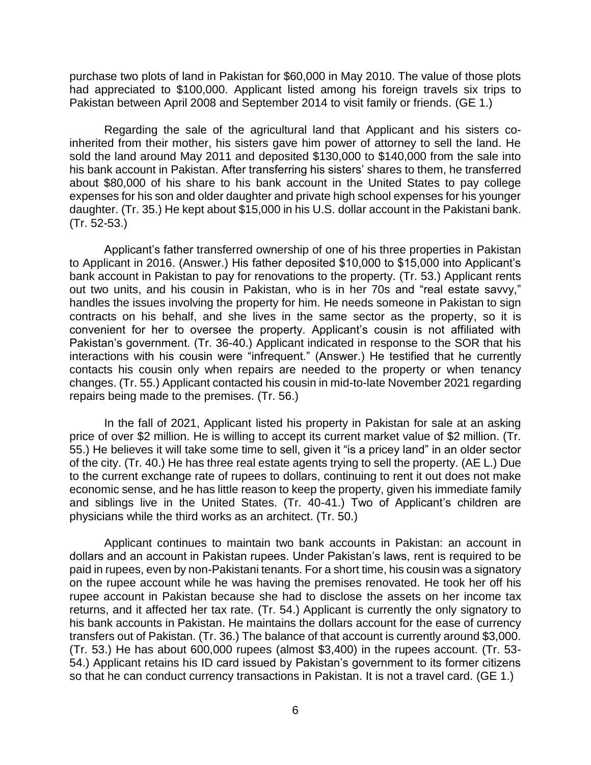purchase two plots of land in Pakistan for $60,000 in May 2010. The value of those plots had appreciated to $100,000. Applicant listed among his foreign travels six trips to Pakistan between April 2008 and September 2014 to visit family or friends. (GE 1.)

Regarding the sale of the agricultural land that Applicant and his sisters co-inherited from their mother, his sisters gave him power of attorney to sell the land. He sold the land around May 2011 and deposited $130,000 to $140,000 from the sale into his bank account in Pakistan. After transferring his sisters' shares to them, he transferred about $80,000 of his share to his bank account in the United States to pay college expenses for his son and older daughter and private high school expenses for his younger daughter. (Tr. 35.) He kept about $15,000 in his U.S. dollar account in the Pakistani bank. (Tr. 52-53.)

Applicant's father transferred ownership of one of his three properties in Pakistan to Applicant in 2016. (Answer.) His father deposited $10,000 to $15,000 into Applicant's bank account in Pakistan to pay for renovations to the property. (Tr. 53.) Applicant rents out two units, and his cousin in Pakistan, who is in her 70s and "real estate savvy," handles the issues involving the property for him. He needs someone in Pakistan to sign contracts on his behalf, and she lives in the same sector as the property, so it is convenient for her to oversee the property. Applicant's cousin is not affiliated with Pakistan's government. (Tr. 36-40.) Applicant indicated in response to the SOR that his interactions with his cousin were "infrequent." (Answer.) He testified that he currently contacts his cousin only when repairs are needed to the property or when tenancy changes. (Tr. 55.) Applicant contacted his cousin in mid-to-late November 2021 regarding repairs being made to the premises. (Tr. 56.)

In the fall of 2021, Applicant listed his property in Pakistan for sale at an asking price of over $2 million. He is willing to accept its current market value of $2 million. (Tr. 55.) He believes it will take some time to sell, given it "is a pricey land" in an older sector of the city. (Tr. 40.) He has three real estate agents trying to sell the property. (AE L.) Due to the current exchange rate of rupees to dollars, continuing to rent it out does not make economic sense, and he has little reason to keep the property, given his immediate family and siblings live in the United States. (Tr. 40-41.) Two of Applicant's children are physicians while the third works as an architect. (Tr. 50.)

Applicant continues to maintain two bank accounts in Pakistan: an account in dollars and an account in Pakistan rupees. Under Pakistan's laws, rent is required to be paid in rupees, even by non-Pakistani tenants. For a short time, his cousin was a signatory on the rupee account while he was having the premises renovated. He took her off his rupee account in Pakistan because she had to disclose the assets on her income tax returns, and it affected her tax rate. (Tr. 54.) Applicant is currently the only signatory to his bank accounts in Pakistan. He maintains the dollars account for the ease of currency transfers out of Pakistan. (Tr. 36.) The balance of that account is currently around $3,000. (Tr. 53.) He has about 600,000 rupees (almost $3,400) in the rupees account. (Tr. 53-54.) Applicant retains his ID card issued by Pakistan's government to its former citizens so that he can conduct currency transactions in Pakistan. It is not a travel card. (GE 1.)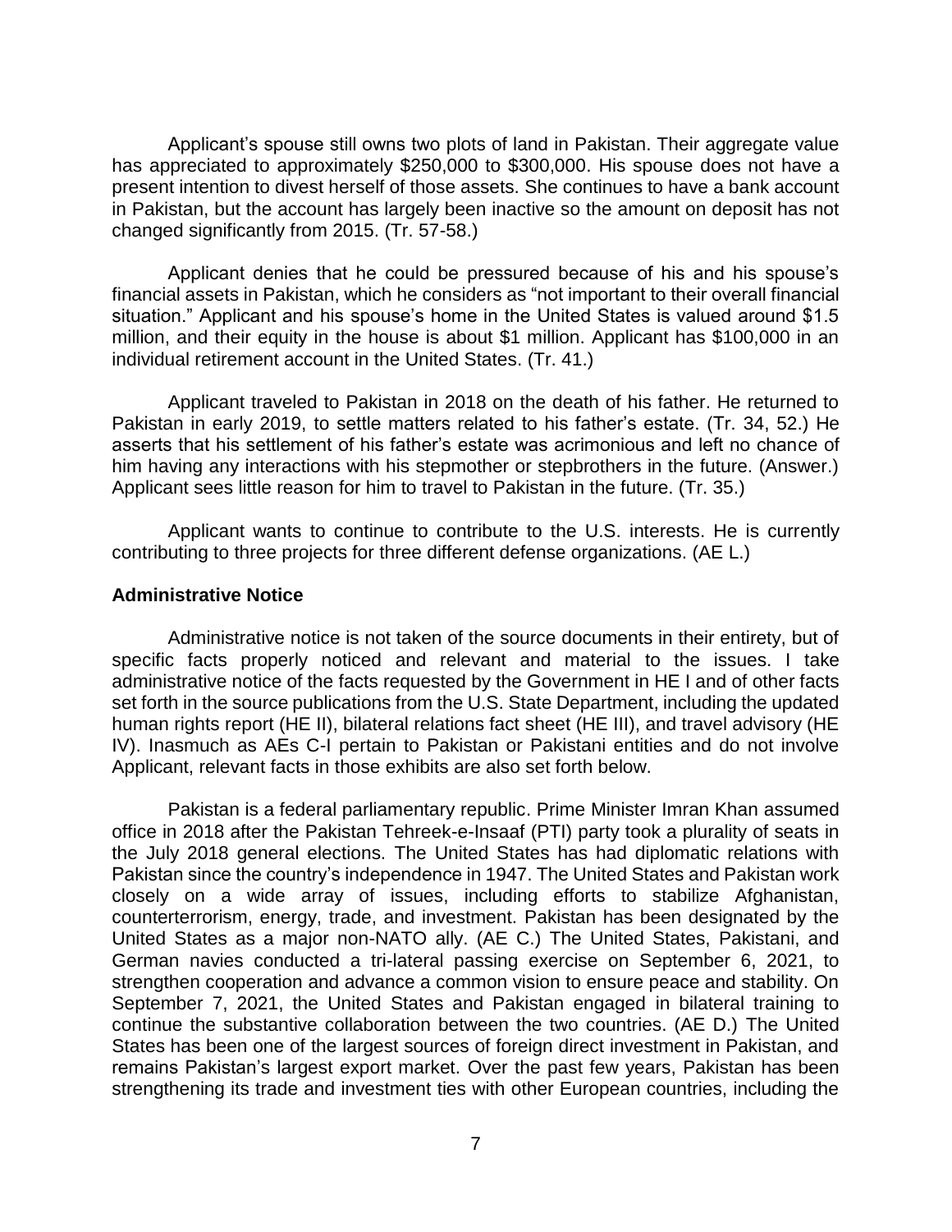Applicant's spouse still owns two plots of land in Pakistan. Their aggregate value has appreciated to approximately $250,000 to $300,000. His spouse does not have a present intention to divest herself of those assets. She continues to have a bank account in Pakistan, but the account has largely been inactive so the amount on deposit has not changed significantly from 2015. (Tr. 57-58.)

Applicant denies that he could be pressured because of his and his spouse's financial assets in Pakistan, which he considers as "not important to their overall financial situation." Applicant and his spouse's home in the United States is valued around $1.5 million, and their equity in the house is about $1 million. Applicant has $100,000 in an individual retirement account in the United States. (Tr. 41.)

Applicant traveled to Pakistan in 2018 on the death of his father. He returned to Pakistan in early 2019, to settle matters related to his father's estate. (Tr. 34, 52.) He asserts that his settlement of his father's estate was acrimonious and left no chance of him having any interactions with his stepmother or stepbrothers in the future. (Answer.) Applicant sees little reason for him to travel to Pakistan in the future. (Tr. 35.)

Applicant wants to continue to contribute to the U.S. interests. He is currently contributing to three projects for three different defense organizations. (AE L.)

**Administrative Notice**

Administrative notice is not taken of the source documents in their entirety, but of specific facts properly noticed and relevant and material to the issues. I take administrative notice of the facts requested by the Government in HE I and of other facts set forth in the source publications from the U.S. State Department, including the updated human rights report (HE II), bilateral relations fact sheet (HE III), and travel advisory (HE IV). Inasmuch as AEs C-I pertain to Pakistan or Pakistani entities and do not involve Applicant, relevant facts in those exhibits are also set forth below.

Pakistan is a federal parliamentary republic. Prime Minister Imran Khan assumed office in 2018 after the Pakistan Tehreek-e-Insaaf (PTI) party took a plurality of seats in the July 2018 general elections. The United States has had diplomatic relations with Pakistan since the country's independence in 1947. The United States and Pakistan work closely on a wide array of issues, including efforts to stabilize Afghanistan, counterterrorism, energy, trade, and investment. Pakistan has been designated by the United States as a major non-NATO ally. (AE C.) The United States, Pakistani, and German navies conducted a tri-lateral passing exercise on September 6, 2021, to strengthen cooperation and advance a common vision to ensure peace and stability. On September 7, 2021, the United States and Pakistan engaged in bilateral training to continue the substantive collaboration between the two countries. (AE D.) The United States has been one of the largest sources of foreign direct investment in Pakistan, and remains Pakistan's largest export market. Over the past few years, Pakistan has been strengthening its trade and investment ties with other European countries, including the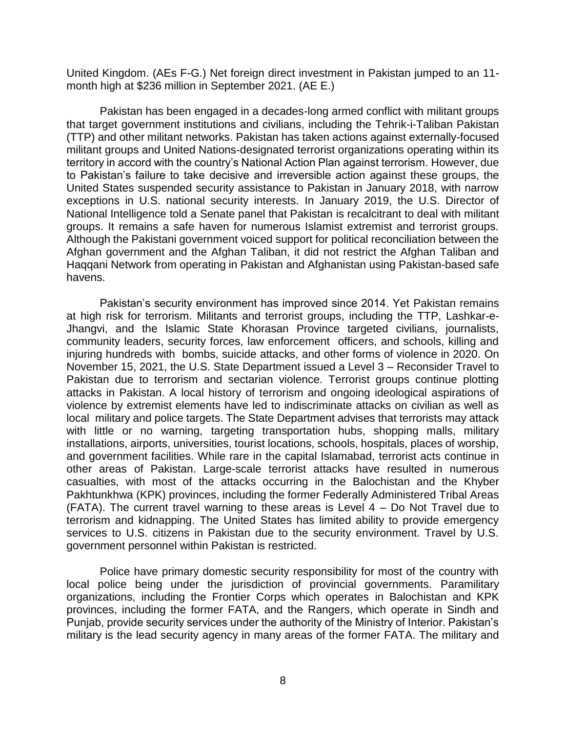United Kingdom. (AEs F-G.) Net foreign direct investment in Pakistan jumped to an 11-month high at $236 million in September 2021. (AE E.)

Pakistan has been engaged in a decades-long armed conflict with militant groups that target government institutions and civilians, including the Tehrik-i-Taliban Pakistan (TTP) and other militant networks. Pakistan has taken actions against externally-focused militant groups and United Nations-designated terrorist organizations operating within its territory in accord with the country's National Action Plan against terrorism. However, due to Pakistan's failure to take decisive and irreversible action against these groups, the United States suspended security assistance to Pakistan in January 2018, with narrow exceptions in U.S. national security interests. In January 2019, the U.S. Director of National Intelligence told a Senate panel that Pakistan is recalcitrant to deal with militant groups. It remains a safe haven for numerous Islamist extremist and terrorist groups. Although the Pakistani government voiced support for political reconciliation between the Afghan government and the Afghan Taliban, it did not restrict the Afghan Taliban and Haqqani Network from operating in Pakistan and Afghanistan using Pakistan-based safe havens.

Pakistan's security environment has improved since 2014. Yet Pakistan remains at high risk for terrorism. Militants and terrorist groups, including the TTP, Lashkar-e-Jhangvi, and the Islamic State Khorasan Province targeted civilians, journalists, community leaders, security forces, law enforcement officers, and schools, killing and injuring hundreds with bombs, suicide attacks, and other forms of violence in 2020. On November 15, 2021, the U.S. State Department issued a Level 3 – Reconsider Travel to Pakistan due to terrorism and sectarian violence. Terrorist groups continue plotting attacks in Pakistan. A local history of terrorism and ongoing ideological aspirations of violence by extremist elements have led to indiscriminate attacks on civilian as well as local military and police targets. The State Department advises that terrorists may attack with little or no warning, targeting transportation hubs, shopping malls, military installations, airports, universities, tourist locations, schools, hospitals, places of worship, and government facilities. While rare in the capital Islamabad, terrorist acts continue in other areas of Pakistan. Large-scale terrorist attacks have resulted in numerous casualties, with most of the attacks occurring in the Balochistan and the Khyber Pakhtunkhwa (KPK) provinces, including the former Federally Administered Tribal Areas (FATA). The current travel warning to these areas is Level 4 – Do Not Travel due to terrorism and kidnapping. The United States has limited ability to provide emergency services to U.S. citizens in Pakistan due to the security environment. Travel by U.S. government personnel within Pakistan is restricted.

Police have primary domestic security responsibility for most of the country with local police being under the jurisdiction of provincial governments. Paramilitary organizations, including the Frontier Corps which operates in Balochistan and KPK provinces, including the former FATA, and the Rangers, which operate in Sindh and Punjab, provide security services under the authority of the Ministry of Interior. Pakistan's military is the lead security agency in many areas of the former FATA. The military and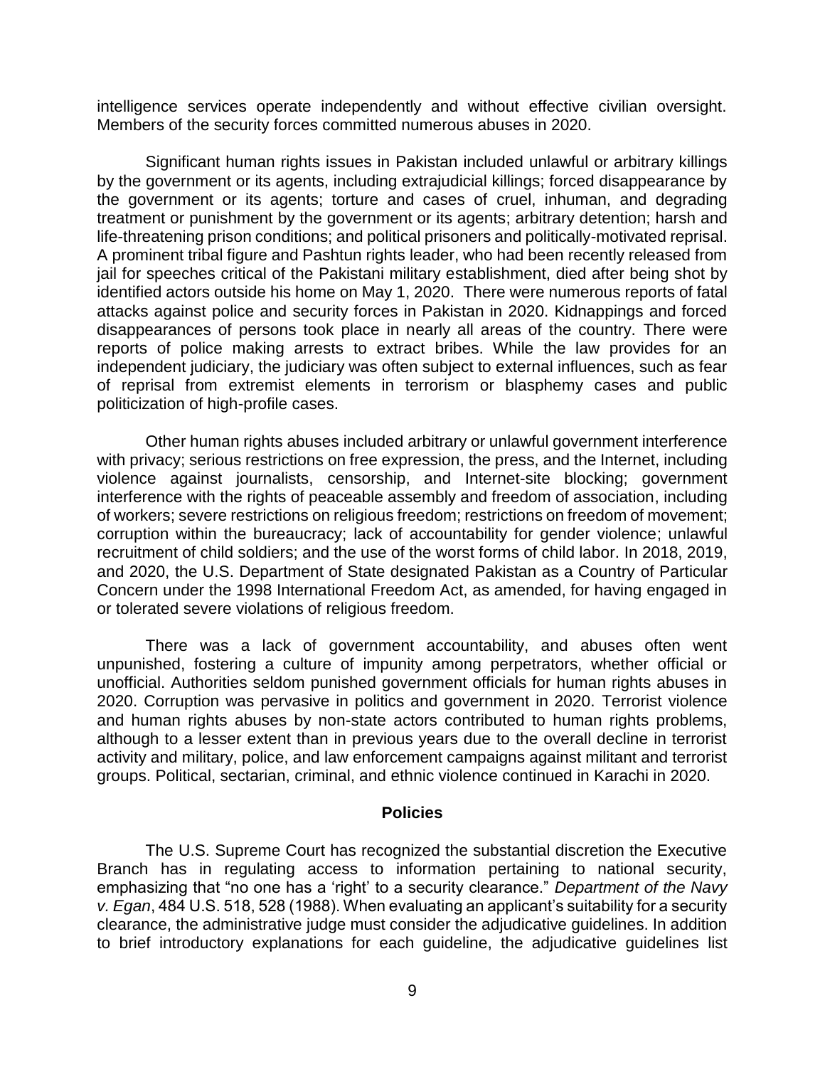intelligence services operate independently and without effective civilian oversight. Members of the security forces committed numerous abuses in 2020.

Significant human rights issues in Pakistan included unlawful or arbitrary killings by the government or its agents, including extrajudicial killings; forced disappearance by the government or its agents; torture and cases of cruel, inhuman, and degrading treatment or punishment by the government or its agents; arbitrary detention; harsh and life-threatening prison conditions; and political prisoners and politically-motivated reprisal. A prominent tribal figure and Pashtun rights leader, who had been recently released from jail for speeches critical of the Pakistani military establishment, died after being shot by identified actors outside his home on May 1, 2020. There were numerous reports of fatal attacks against police and security forces in Pakistan in 2020. Kidnappings and forced disappearances of persons took place in nearly all areas of the country. There were reports of police making arrests to extract bribes. While the law provides for an independent judiciary, the judiciary was often subject to external influences, such as fear of reprisal from extremist elements in terrorism or blasphemy cases and public politicization of high-profile cases.

Other human rights abuses included arbitrary or unlawful government interference with privacy; serious restrictions on free expression, the press, and the Internet, including violence against journalists, censorship, and Internet-site blocking; government interference with the rights of peaceable assembly and freedom of association, including of workers; severe restrictions on religious freedom; restrictions on freedom of movement; corruption within the bureaucracy; lack of accountability for gender violence; unlawful recruitment of child soldiers; and the use of the worst forms of child labor. In 2018, 2019, and 2020, the U.S. Department of State designated Pakistan as a Country of Particular Concern under the 1998 International Freedom Act, as amended, for having engaged in or tolerated severe violations of religious freedom.

There was a lack of government accountability, and abuses often went unpunished, fostering a culture of impunity among perpetrators, whether official or unofficial. Authorities seldom punished government officials for human rights abuses in 2020. Corruption was pervasive in politics and government in 2020. Terrorist violence and human rights abuses by non-state actors contributed to human rights problems, although to a lesser extent than in previous years due to the overall decline in terrorist activity and military, police, and law enforcement campaigns against militant and terrorist groups. Political, sectarian, criminal, and ethnic violence continued in Karachi in 2020.

## Policies

The U.S. Supreme Court has recognized the substantial discretion the Executive Branch has in regulating access to information pertaining to national security, emphasizing that "no one has a 'right' to a security clearance." *Department of the Navy v. Egan*, 484 U.S. 518, 528 (1988). When evaluating an applicant's suitability for a security clearance, the administrative judge must consider the adjudicative guidelines. In addition to brief introductory explanations for each guideline, the adjudicative guidelines list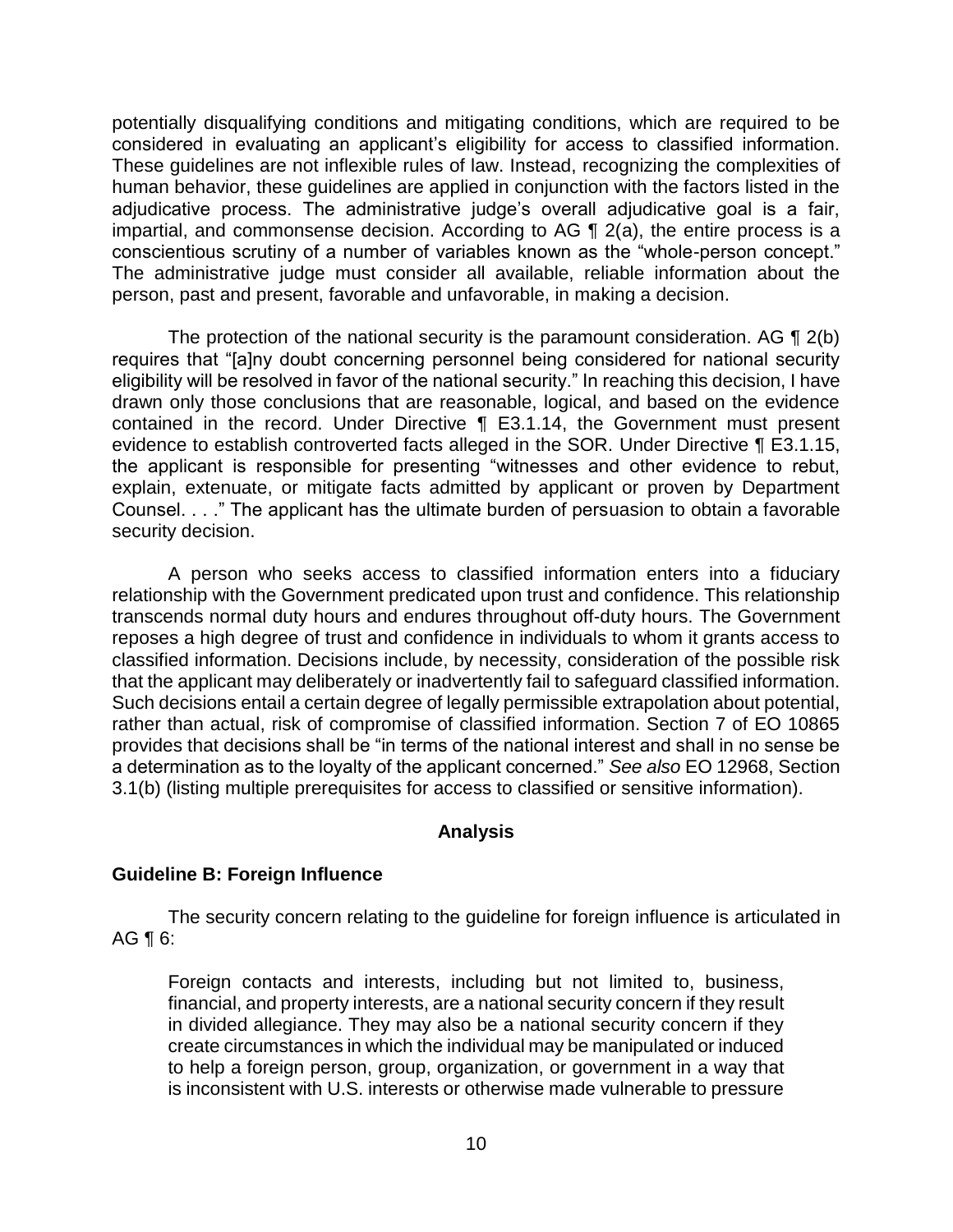potentially disqualifying conditions and mitigating conditions, which are required to be considered in evaluating an applicant's eligibility for access to classified information. These guidelines are not inflexible rules of law. Instead, recognizing the complexities of human behavior, these guidelines are applied in conjunction with the factors listed in the adjudicative process. The administrative judge's overall adjudicative goal is a fair, impartial, and commonsense decision. According to AG ¶ 2(a), the entire process is a conscientious scrutiny of a number of variables known as the "whole-person concept." The administrative judge must consider all available, reliable information about the person, past and present, favorable and unfavorable, in making a decision.

The protection of the national security is the paramount consideration. AG ¶ 2(b) requires that "[a]ny doubt concerning personnel being considered for national security eligibility will be resolved in favor of the national security." In reaching this decision, I have drawn only those conclusions that are reasonable, logical, and based on the evidence contained in the record. Under Directive ¶ E3.1.14, the Government must present evidence to establish controverted facts alleged in the SOR. Under Directive ¶ E3.1.15, the applicant is responsible for presenting "witnesses and other evidence to rebut, explain, extenuate, or mitigate facts admitted by applicant or proven by Department Counsel. . . ." The applicant has the ultimate burden of persuasion to obtain a favorable security decision.

A person who seeks access to classified information enters into a fiduciary relationship with the Government predicated upon trust and confidence. This relationship transcends normal duty hours and endures throughout off-duty hours. The Government reposes a high degree of trust and confidence in individuals to whom it grants access to classified information. Decisions include, by necessity, consideration of the possible risk that the applicant may deliberately or inadvertently fail to safeguard classified information. Such decisions entail a certain degree of legally permissible extrapolation about potential, rather than actual, risk of compromise of classified information. Section 7 of EO 10865 provides that decisions shall be "in terms of the national interest and shall in no sense be a determination as to the loyalty of the applicant concerned." *See also* EO 12968, Section 3.1(b) (listing multiple prerequisites for access to classified or sensitive information).

## Analysis

### Guideline B: Foreign Influence

The security concern relating to the guideline for foreign influence is articulated in AG ¶ 6:

> Foreign contacts and interests, including but not limited to, business, financial, and property interests, are a national security concern if they result in divided allegiance. They may also be a national security concern if they create circumstances in which the individual may be manipulated or induced to help a foreign person, group, organization, or government in a way that is inconsistent with U.S. interests or otherwise made vulnerable to pressure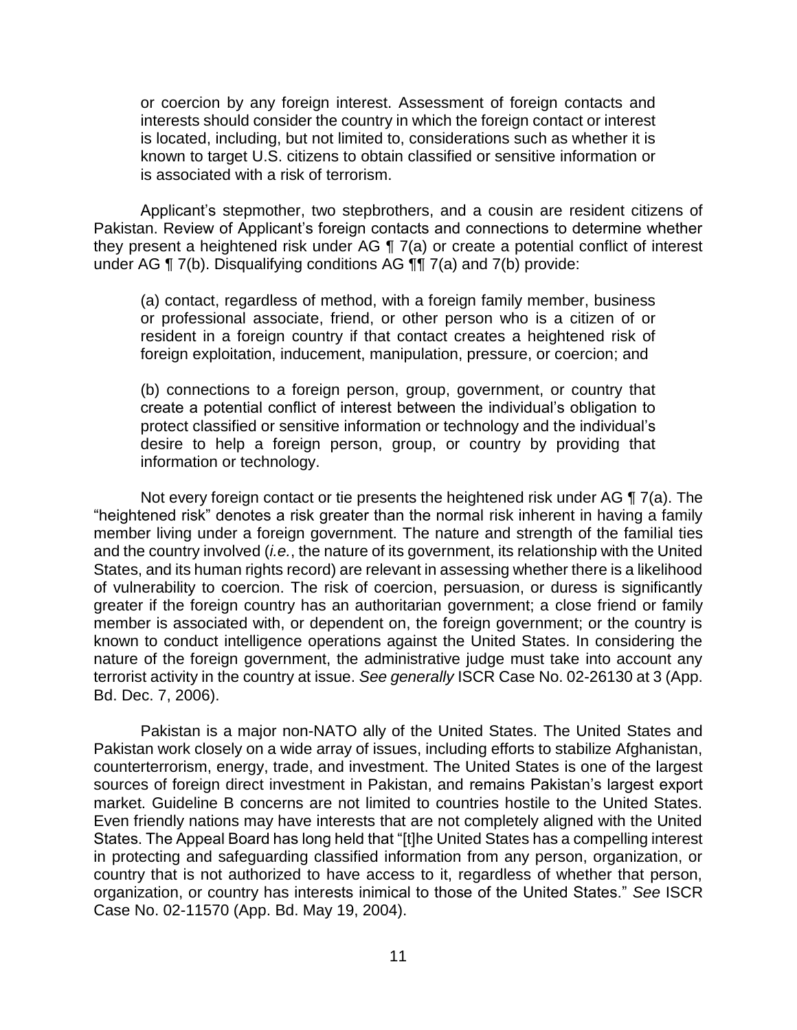or coercion by any foreign interest. Assessment of foreign contacts and interests should consider the country in which the foreign contact or interest is located, including, but not limited to, considerations such as whether it is known to target U.S. citizens to obtain classified or sensitive information or is associated with a risk of terrorism.

Applicant's stepmother, two stepbrothers, and a cousin are resident citizens of Pakistan. Review of Applicant's foreign contacts and connections to determine whether they present a heightened risk under AG ¶ 7(a) or create a potential conflict of interest under AG ¶ 7(b). Disqualifying conditions AG ¶¶ 7(a) and 7(b) provide:

> (a) contact, regardless of method, with a foreign family member, business or professional associate, friend, or other person who is a citizen of or resident in a foreign country if that contact creates a heightened risk of foreign exploitation, inducement, manipulation, pressure, or coercion; and
>
> (b) connections to a foreign person, group, government, or country that create a potential conflict of interest between the individual's obligation to protect classified or sensitive information or technology and the individual's desire to help a foreign person, group, or country by providing that information or technology.

Not every foreign contact or tie presents the heightened risk under AG ¶ 7(a). The "heightened risk" denotes a risk greater than the normal risk inherent in having a family member living under a foreign government. The nature and strength of the familial ties and the country involved (*i.e.*, the nature of its government, its relationship with the United States, and its human rights record) are relevant in assessing whether there is a likelihood of vulnerability to coercion. The risk of coercion, persuasion, or duress is significantly greater if the foreign country has an authoritarian government; a close friend or family member is associated with, or dependent on, the foreign government; or the country is known to conduct intelligence operations against the United States. In considering the nature of the foreign government, the administrative judge must take into account any terrorist activity in the country at issue. *See generally* ISCR Case No. 02-26130 at 3 (App. Bd. Dec. 7, 2006).

Pakistan is a major non-NATO ally of the United States. The United States and Pakistan work closely on a wide array of issues, including efforts to stabilize Afghanistan, counterterrorism, energy, trade, and investment. The United States is one of the largest sources of foreign direct investment in Pakistan, and remains Pakistan's largest export market. Guideline B concerns are not limited to countries hostile to the United States. Even friendly nations may have interests that are not completely aligned with the United States. The Appeal Board has long held that "[t]he United States has a compelling interest in protecting and safeguarding classified information from any person, organization, or country that is not authorized to have access to it, regardless of whether that person, organization, or country has interests inimical to those of the United States." *See* ISCR Case No. 02-11570 (App. Bd. May 19, 2004).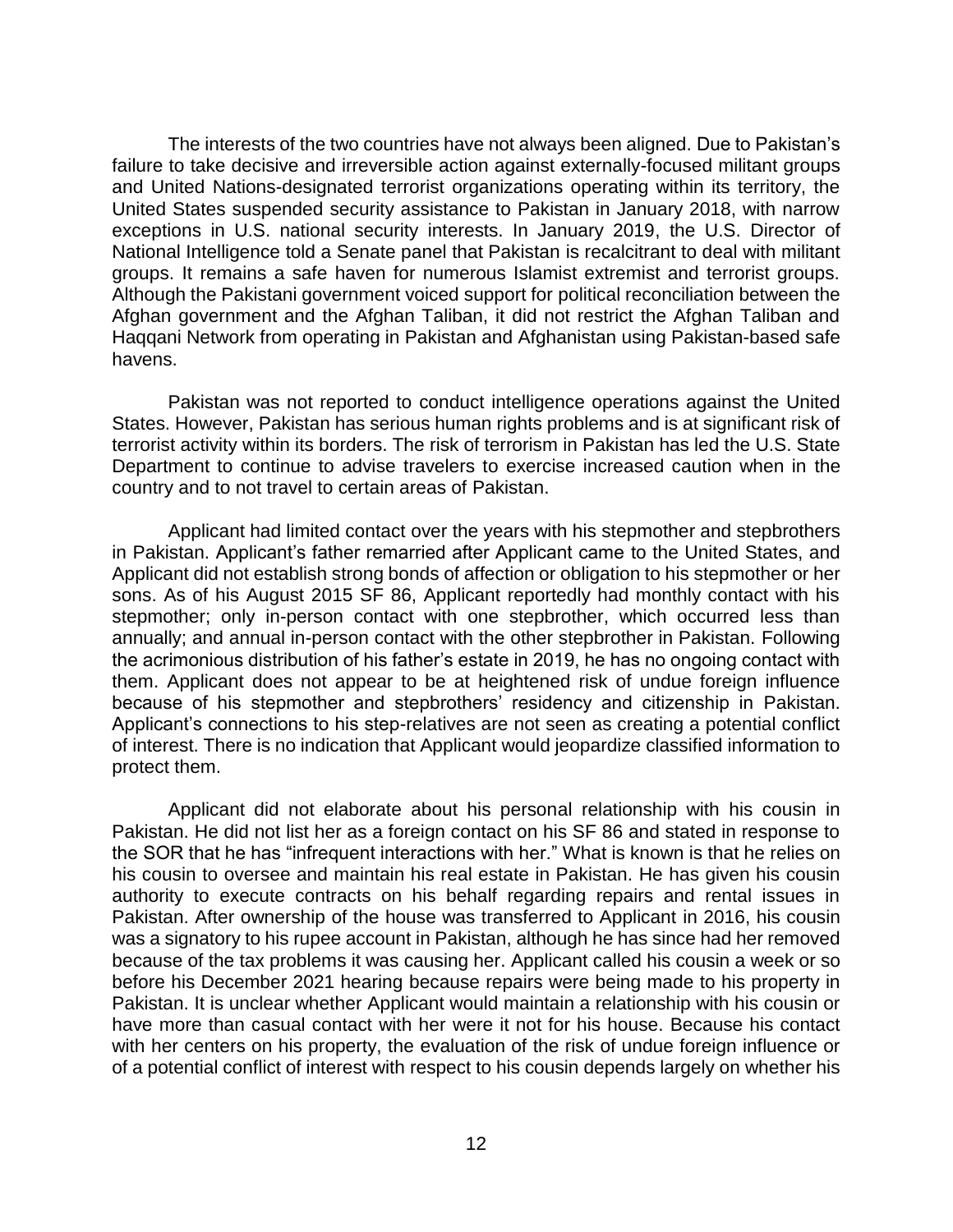The interests of the two countries have not always been aligned. Due to Pakistan's failure to take decisive and irreversible action against externally-focused militant groups and United Nations-designated terrorist organizations operating within its territory, the United States suspended security assistance to Pakistan in January 2018, with narrow exceptions in U.S. national security interests. In January 2019, the U.S. Director of National Intelligence told a Senate panel that Pakistan is recalcitrant to deal with militant groups. It remains a safe haven for numerous Islamist extremist and terrorist groups. Although the Pakistani government voiced support for political reconciliation between the Afghan government and the Afghan Taliban, it did not restrict the Afghan Taliban and Haqqani Network from operating in Pakistan and Afghanistan using Pakistan-based safe havens.

Pakistan was not reported to conduct intelligence operations against the United States. However, Pakistan has serious human rights problems and is at significant risk of terrorist activity within its borders. The risk of terrorism in Pakistan has led the U.S. State Department to continue to advise travelers to exercise increased caution when in the country and to not travel to certain areas of Pakistan.

Applicant had limited contact over the years with his stepmother and stepbrothers in Pakistan. Applicant's father remarried after Applicant came to the United States, and Applicant did not establish strong bonds of affection or obligation to his stepmother or her sons. As of his August 2015 SF 86, Applicant reportedly had monthly contact with his stepmother; only in-person contact with one stepbrother, which occurred less than annually; and annual in-person contact with the other stepbrother in Pakistan. Following the acrimonious distribution of his father's estate in 2019, he has no ongoing contact with them. Applicant does not appear to be at heightened risk of undue foreign influence because of his stepmother and stepbrothers' residency and citizenship in Pakistan. Applicant's connections to his step-relatives are not seen as creating a potential conflict of interest. There is no indication that Applicant would jeopardize classified information to protect them.

Applicant did not elaborate about his personal relationship with his cousin in Pakistan. He did not list her as a foreign contact on his SF 86 and stated in response to the SOR that he has "infrequent interactions with her." What is known is that he relies on his cousin to oversee and maintain his real estate in Pakistan. He has given his cousin authority to execute contracts on his behalf regarding repairs and rental issues in Pakistan. After ownership of the house was transferred to Applicant in 2016, his cousin was a signatory to his rupee account in Pakistan, although he has since had her removed because of the tax problems it was causing her. Applicant called his cousin a week or so before his December 2021 hearing because repairs were being made to his property in Pakistan. It is unclear whether Applicant would maintain a relationship with his cousin or have more than casual contact with her were it not for his house. Because his contact with her centers on his property, the evaluation of the risk of undue foreign influence or of a potential conflict of interest with respect to his cousin depends largely on whether his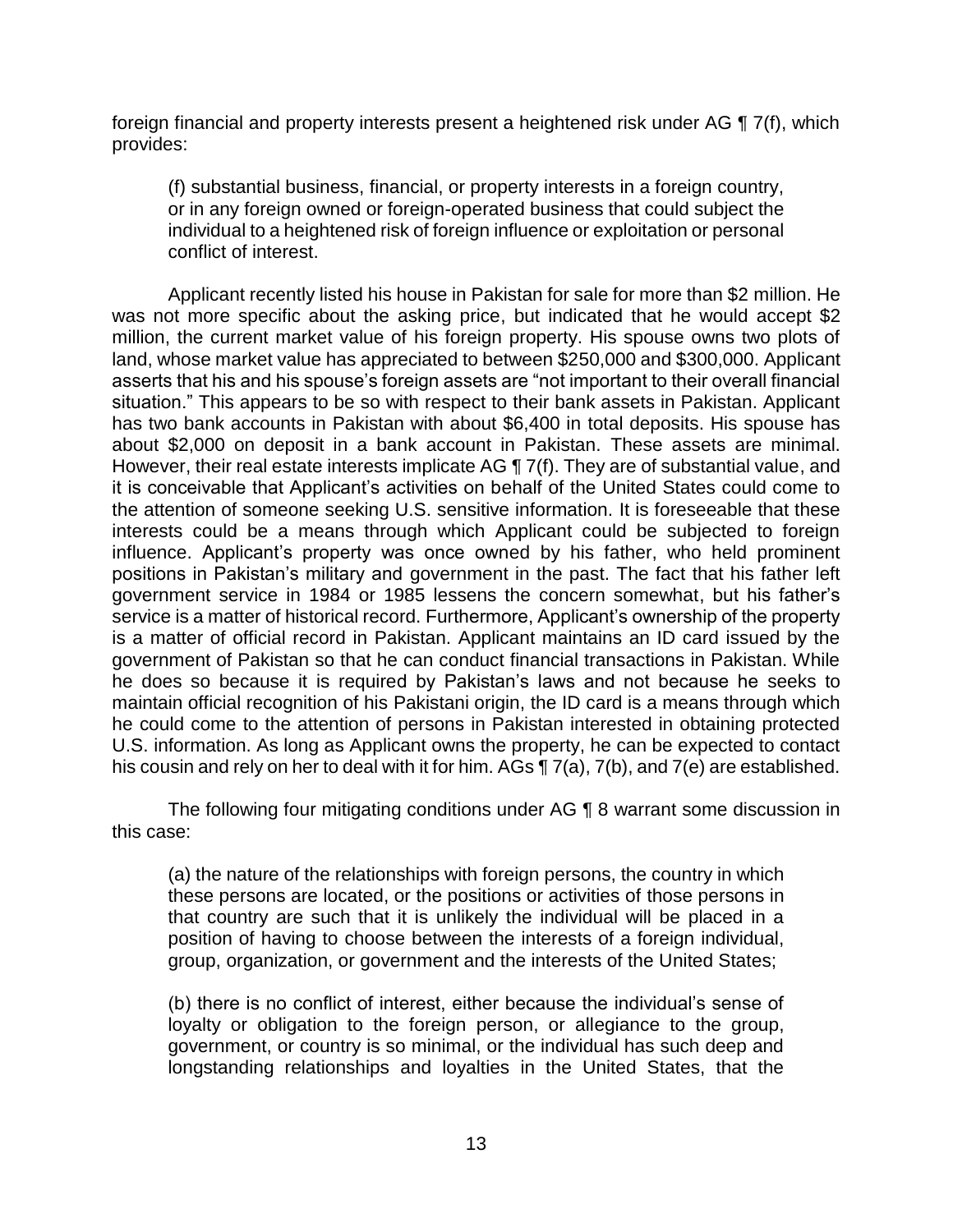foreign financial and property interests present a heightened risk under AG ¶ 7(f), which provides:

> (f) substantial business, financial, or property interests in a foreign country, or in any foreign owned or foreign-operated business that could subject the individual to a heightened risk of foreign influence or exploitation or personal conflict of interest.

Applicant recently listed his house in Pakistan for sale for more than $2 million. He was not more specific about the asking price, but indicated that he would accept $2 million, the current market value of his foreign property. His spouse owns two plots of land, whose market value has appreciated to between $250,000 and $300,000. Applicant asserts that his and his spouse's foreign assets are "not important to their overall financial situation." This appears to be so with respect to their bank assets in Pakistan. Applicant has two bank accounts in Pakistan with about $6,400 in total deposits. His spouse has about $2,000 on deposit in a bank account in Pakistan. These assets are minimal. However, their real estate interests implicate AG ¶ 7(f). They are of substantial value, and it is conceivable that Applicant's activities on behalf of the United States could come to the attention of someone seeking U.S. sensitive information. It is foreseeable that these interests could be a means through which Applicant could be subjected to foreign influence. Applicant's property was once owned by his father, who held prominent positions in Pakistan's military and government in the past. The fact that his father left government service in 1984 or 1985 lessens the concern somewhat, but his father's service is a matter of historical record. Furthermore, Applicant's ownership of the property is a matter of official record in Pakistan. Applicant maintains an ID card issued by the government of Pakistan so that he can conduct financial transactions in Pakistan. While he does so because it is required by Pakistan's laws and not because he seeks to maintain official recognition of his Pakistani origin, the ID card is a means through which he could come to the attention of persons in Pakistan interested in obtaining protected U.S. information. As long as Applicant owns the property, he can be expected to contact his cousin and rely on her to deal with it for him. AGs ¶ 7(a), 7(b), and 7(e) are established.

The following four mitigating conditions under AG ¶ 8 warrant some discussion in this case:

> (a) the nature of the relationships with foreign persons, the country in which these persons are located, or the positions or activities of those persons in that country are such that it is unlikely the individual will be placed in a position of having to choose between the interests of a foreign individual, group, organization, or government and the interests of the United States;
>
> (b) there is no conflict of interest, either because the individual's sense of loyalty or obligation to the foreign person, or allegiance to the group, government, or country is so minimal, or the individual has such deep and longstanding relationships and loyalties in the United States, that the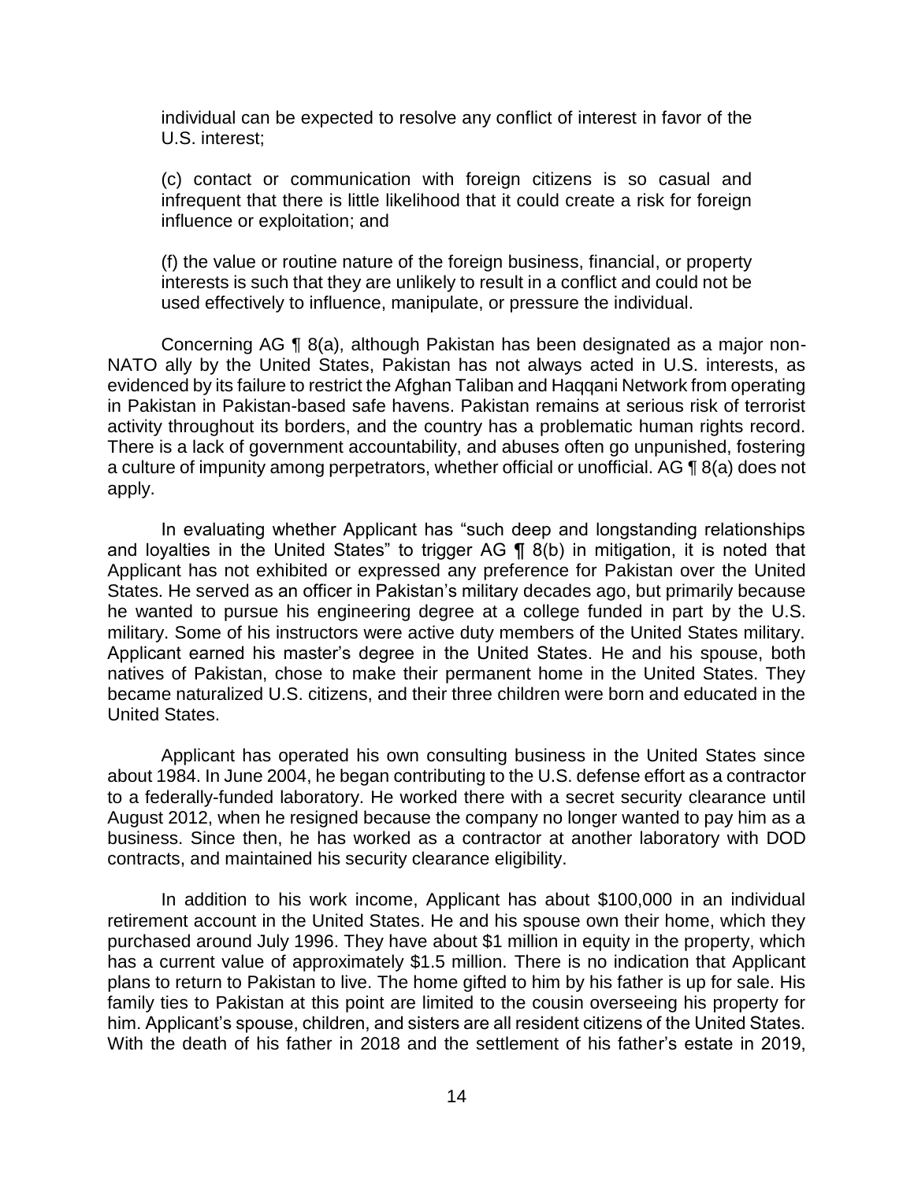individual can be expected to resolve any conflict of interest in favor of the U.S. interest;

(c) contact or communication with foreign citizens is so casual and infrequent that there is little likelihood that it could create a risk for foreign influence or exploitation; and

(f) the value or routine nature of the foreign business, financial, or property interests is such that they are unlikely to result in a conflict and could not be used effectively to influence, manipulate, or pressure the individual.

Concerning AG ¶ 8(a), although Pakistan has been designated as a major non-NATO ally by the United States, Pakistan has not always acted in U.S. interests, as evidenced by its failure to restrict the Afghan Taliban and Haqqani Network from operating in Pakistan in Pakistan-based safe havens. Pakistan remains at serious risk of terrorist activity throughout its borders, and the country has a problematic human rights record. There is a lack of government accountability, and abuses often go unpunished, fostering a culture of impunity among perpetrators, whether official or unofficial. AG ¶ 8(a) does not apply.

In evaluating whether Applicant has "such deep and longstanding relationships and loyalties in the United States" to trigger AG ¶ 8(b) in mitigation, it is noted that Applicant has not exhibited or expressed any preference for Pakistan over the United States. He served as an officer in Pakistan's military decades ago, but primarily because he wanted to pursue his engineering degree at a college funded in part by the U.S. military. Some of his instructors were active duty members of the United States military. Applicant earned his master's degree in the United States. He and his spouse, both natives of Pakistan, chose to make their permanent home in the United States. They became naturalized U.S. citizens, and their three children were born and educated in the United States.

Applicant has operated his own consulting business in the United States since about 1984. In June 2004, he began contributing to the U.S. defense effort as a contractor to a federally-funded laboratory. He worked there with a secret security clearance until August 2012, when he resigned because the company no longer wanted to pay him as a business. Since then, he has worked as a contractor at another laboratory with DOD contracts, and maintained his security clearance eligibility.

In addition to his work income, Applicant has about $100,000 in an individual retirement account in the United States. He and his spouse own their home, which they purchased around July 1996. They have about $1 million in equity in the property, which has a current value of approximately $1.5 million. There is no indication that Applicant plans to return to Pakistan to live. The home gifted to him by his father is up for sale. His family ties to Pakistan at this point are limited to the cousin overseeing his property for him. Applicant's spouse, children, and sisters are all resident citizens of the United States. With the death of his father in 2018 and the settlement of his father's estate in 2019,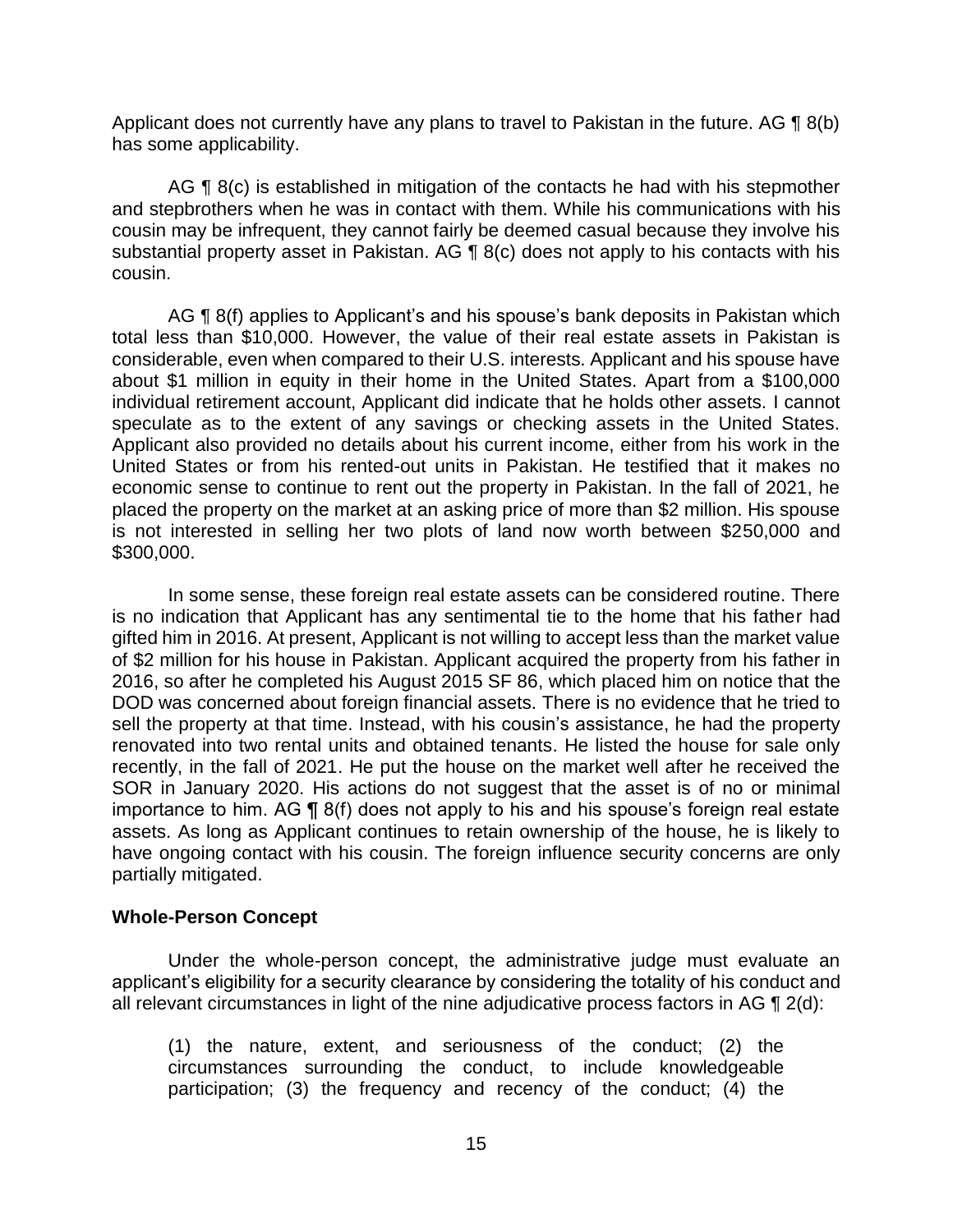Applicant does not currently have any plans to travel to Pakistan in the future. AG ¶ 8(b) has some applicability.

AG ¶ 8(c) is established in mitigation of the contacts he had with his stepmother and stepbrothers when he was in contact with them. While his communications with his cousin may be infrequent, they cannot fairly be deemed casual because they involve his substantial property asset in Pakistan. AG ¶ 8(c) does not apply to his contacts with his cousin.

AG ¶ 8(f) applies to Applicant's and his spouse's bank deposits in Pakistan which total less than $10,000. However, the value of their real estate assets in Pakistan is considerable, even when compared to their U.S. interests. Applicant and his spouse have about $1 million in equity in their home in the United States. Apart from a $100,000 individual retirement account, Applicant did indicate that he holds other assets. I cannot speculate as to the extent of any savings or checking assets in the United States. Applicant also provided no details about his current income, either from his work in the United States or from his rented-out units in Pakistan. He testified that it makes no economic sense to continue to rent out the property in Pakistan. In the fall of 2021, he placed the property on the market at an asking price of more than $2 million. His spouse is not interested in selling her two plots of land now worth between $250,000 and $300,000.

In some sense, these foreign real estate assets can be considered routine. There is no indication that Applicant has any sentimental tie to the home that his father had gifted him in 2016. At present, Applicant is not willing to accept less than the market value of $2 million for his house in Pakistan. Applicant acquired the property from his father in 2016, so after he completed his August 2015 SF 86, which placed him on notice that the DOD was concerned about foreign financial assets. There is no evidence that he tried to sell the property at that time. Instead, with his cousin's assistance, he had the property renovated into two rental units and obtained tenants. He listed the house for sale only recently, in the fall of 2021. He put the house on the market well after he received the SOR in January 2020. His actions do not suggest that the asset is of no or minimal importance to him. AG ¶ 8(f) does not apply to his and his spouse's foreign real estate assets. As long as Applicant continues to retain ownership of the house, he is likely to have ongoing contact with his cousin. The foreign influence security concerns are only partially mitigated.

### Whole-Person Concept

Under the whole-person concept, the administrative judge must evaluate an applicant's eligibility for a security clearance by considering the totality of his conduct and all relevant circumstances in light of the nine adjudicative process factors in AG ¶ 2(d):

> (1) the nature, extent, and seriousness of the conduct; (2) the circumstances surrounding the conduct, to include knowledgeable participation; (3) the frequency and recency of the conduct; (4) the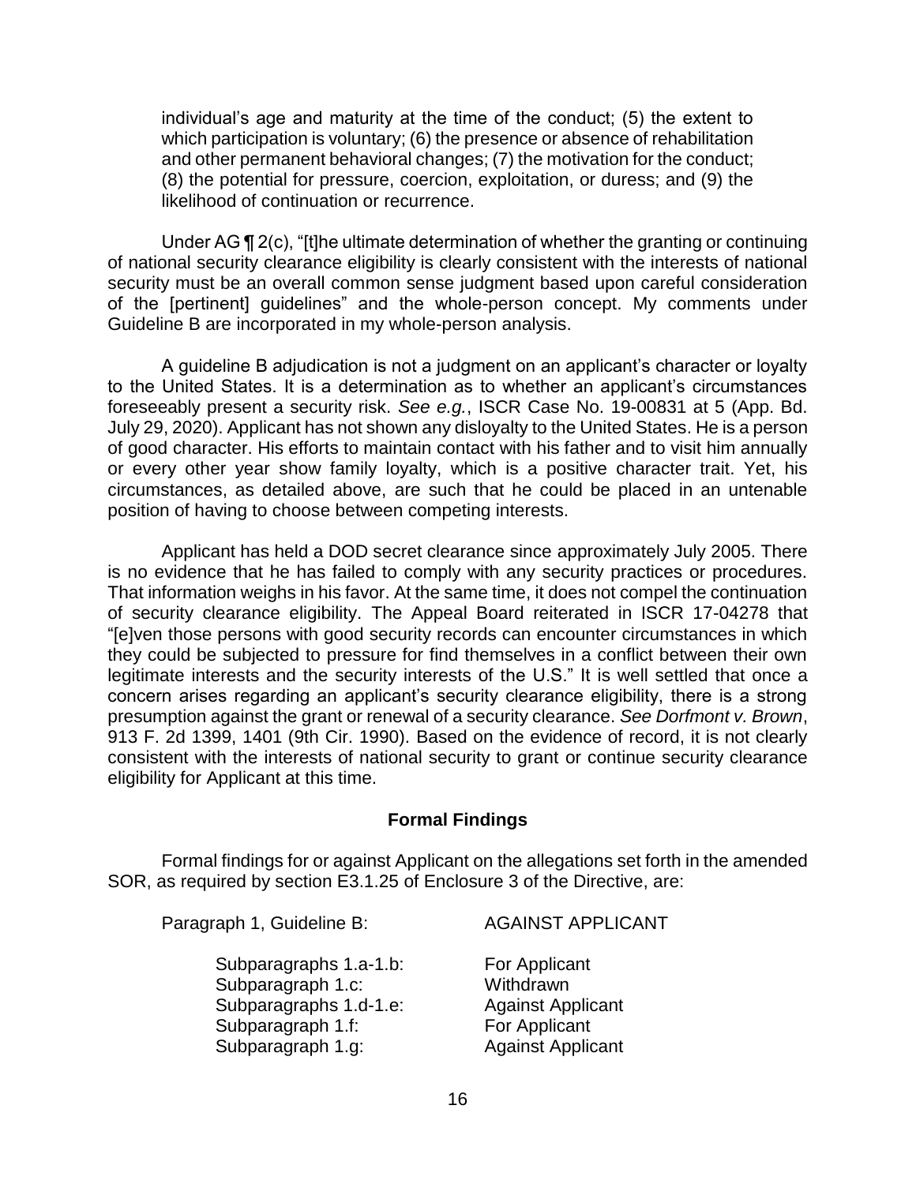individual's age and maturity at the time of the conduct; (5) the extent to which participation is voluntary; (6) the presence or absence of rehabilitation and other permanent behavioral changes; (7) the motivation for the conduct; (8) the potential for pressure, coercion, exploitation, or duress; and (9) the likelihood of continuation or recurrence.

Under AG ¶ 2(c), "[t]he ultimate determination of whether the granting or continuing of national security clearance eligibility is clearly consistent with the interests of national security must be an overall common sense judgment based upon careful consideration of the [pertinent] guidelines" and the whole-person concept. My comments under Guideline B are incorporated in my whole-person analysis.

A guideline B adjudication is not a judgment on an applicant's character or loyalty to the United States. It is a determination as to whether an applicant's circumstances foreseeably present a security risk. *See e.g.*, ISCR Case No. 19-00831 at 5 (App. Bd. July 29, 2020). Applicant has not shown any disloyalty to the United States. He is a person of good character. His efforts to maintain contact with his father and to visit him annually or every other year show family loyalty, which is a positive character trait. Yet, his circumstances, as detailed above, are such that he could be placed in an untenable position of having to choose between competing interests.

Applicant has held a DOD secret clearance since approximately July 2005. There is no evidence that he has failed to comply with any security practices or procedures. That information weighs in his favor. At the same time, it does not compel the continuation of security clearance eligibility. The Appeal Board reiterated in ISCR 17-04278 that "[e]ven those persons with good security records can encounter circumstances in which they could be subjected to pressure for find themselves in a conflict between their own legitimate interests and the security interests of the U.S." It is well settled that once a concern arises regarding an applicant's security clearance eligibility, there is a strong presumption against the grant or renewal of a security clearance. *See Dorfmont v. Brown*, 913 F. 2d 1399, 1401 (9th Cir. 1990). Based on the evidence of record, it is not clearly consistent with the interests of national security to grant or continue security clearance eligibility for Applicant at this time.

## Formal Findings

Formal findings for or against Applicant on the allegations set forth in the amended SOR, as required by section E3.1.25 of Enclosure 3 of the Directive, are:

| | |
|---|---|
| Paragraph 1, Guideline B: | AGAINST APPLICANT |
| Subparagraphs 1.a-1.b: | For Applicant |
| Subparagraph 1.c: | Withdrawn |
| Subparagraphs 1.d-1.e: | Against Applicant |
| Subparagraph 1.f: | For Applicant |
| Subparagraph 1.g: | Against Applicant |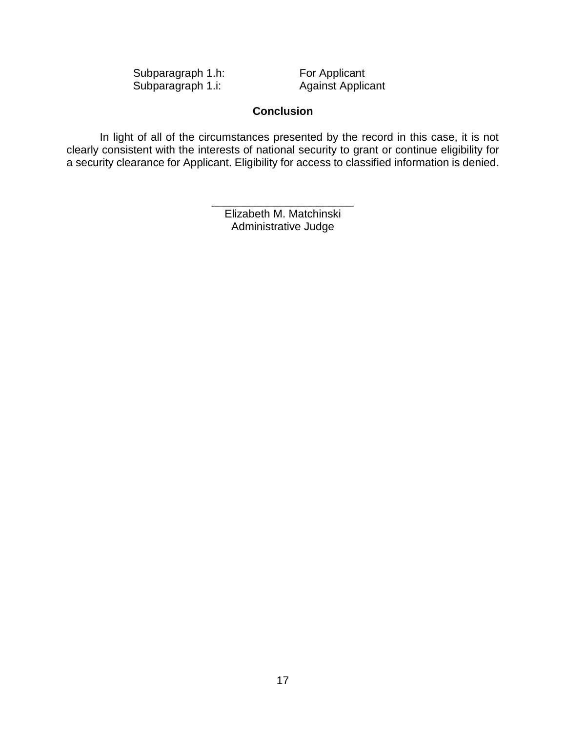| | |
|---|---|
| Subparagraph 1.h: | For Applicant |
| Subparagraph 1.i: | Against Applicant |

## Conclusion

In light of all of the circumstances presented by the record in this case, it is not clearly consistent with the interests of national security to grant or continue eligibility for a security clearance for Applicant. Eligibility for access to classified information is denied.

______________________
Elizabeth M. Matchinski
Administrative Judge